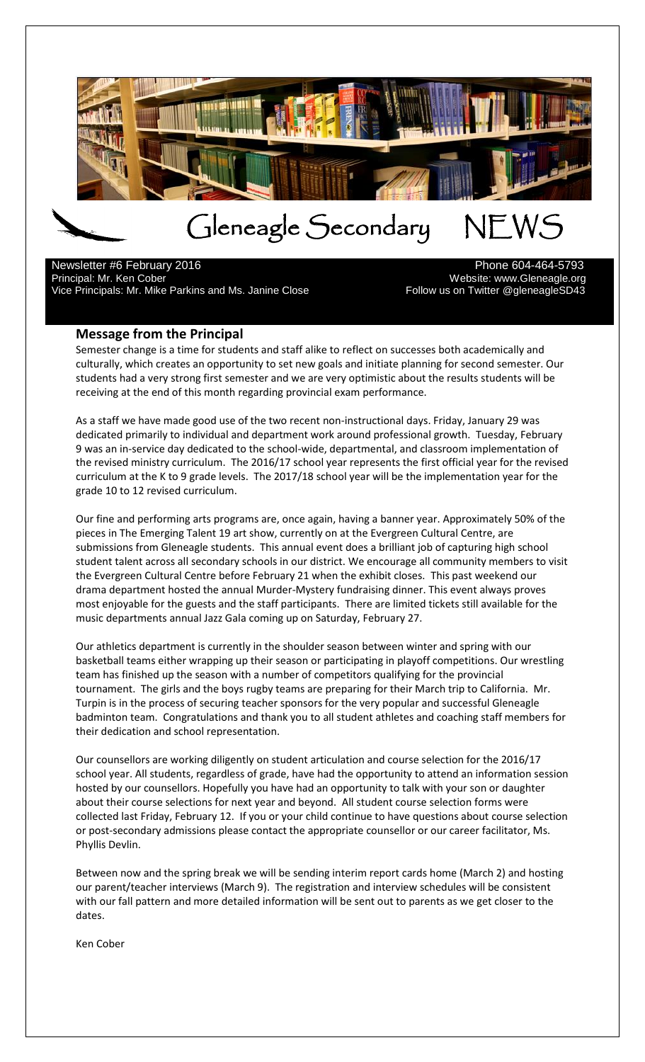# Gleneagle Secondary NEWS

Newsletter #6 February 2016
Principal: Mr. Ken Cober
Vice Principals: Mr. Mike Parkins and Ms. Janine Close

Phone 604-464-5793
Website: www.Gleneagle.org
Follow us on Twitter @gleneagleSD43

## Message from the Principal

Semester change is a time for students and staff alike to reflect on successes both academically and culturally, which creates an opportunity to set new goals and initiate planning for second semester. Our students had a very strong first semester and we are very optimistic about the results students will be receiving at the end of this month regarding provincial exam performance.

As a staff we have made good use of the two recent non-instructional days. Friday, January 29 was dedicated primarily to individual and department work around professional growth. Tuesday, February 9 was an in-service day dedicated to the school-wide, departmental, and classroom implementation of the revised ministry curriculum. The 2016/17 school year represents the first official year for the revised curriculum at the K to 9 grade levels. The 2017/18 school year will be the implementation year for the grade 10 to 12 revised curriculum.

Our fine and performing arts programs are, once again, having a banner year. Approximately 50% of the pieces in The Emerging Talent 19 art show, currently on at the Evergreen Cultural Centre, are submissions from Gleneagle students. This annual event does a brilliant job of capturing high school student talent across all secondary schools in our district. We encourage all community members to visit the Evergreen Cultural Centre before February 21 when the exhibit closes. This past weekend our drama department hosted the annual Murder-Mystery fundraising dinner. This event always proves most enjoyable for the guests and the staff participants. There are limited tickets still available for the music departments annual Jazz Gala coming up on Saturday, February 27.

Our athletics department is currently in the shoulder season between winter and spring with our basketball teams either wrapping up their season or participating in playoff competitions. Our wrestling team has finished up the season with a number of competitors qualifying for the provincial tournament. The girls and the boys rugby teams are preparing for their March trip to California. Mr. Turpin is in the process of securing teacher sponsors for the very popular and successful Gleneagle badminton team. Congratulations and thank you to all student athletes and coaching staff members for their dedication and school representation.

Our counsellors are working diligently on student articulation and course selection for the 2016/17 school year. All students, regardless of grade, have had the opportunity to attend an information session hosted by our counsellors. Hopefully you have had an opportunity to talk with your son or daughter about their course selections for next year and beyond. All student course selection forms were collected last Friday, February 12. If you or your child continue to have questions about course selection or post-secondary admissions please contact the appropriate counsellor or our career facilitator, Ms. Phyllis Devlin.

Between now and the spring break we will be sending interim report cards home (March 2) and hosting our parent/teacher interviews (March 9). The registration and interview schedules will be consistent with our fall pattern and more detailed information will be sent out to parents as we get closer to the dates.

Ken Cober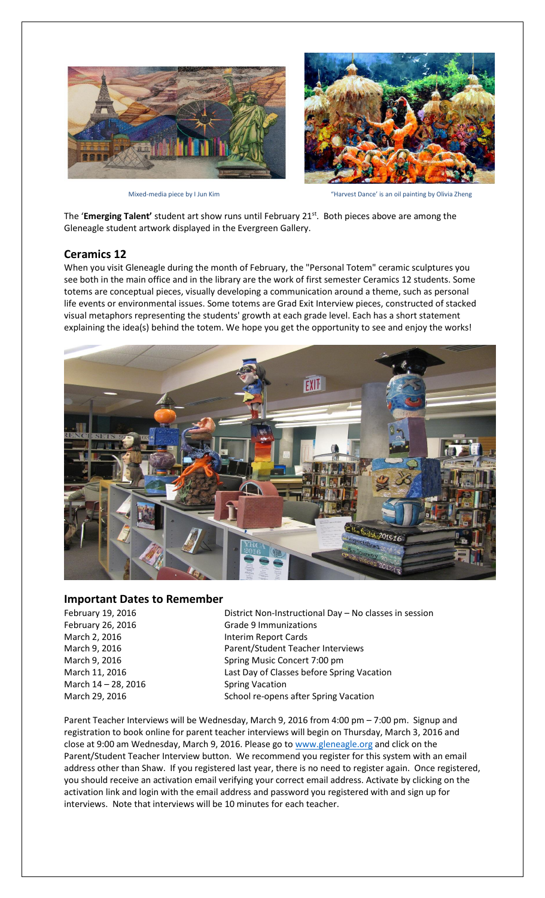Mixed-media piece by I Jun Kim

"Harvest Dance' is an oil painting by Olivia Zheng

The '**Emerging Talent'** student art show runs until February 21st. Both pieces above are among the Gleneagle student artwork displayed in the Evergreen Gallery.

## Ceramics 12

When you visit Gleneagle during the month of February, the "Personal Totem" ceramic sculptures you see both in the main office and in the library are the work of first semester Ceramics 12 students. Some totems are conceptual pieces, visually developing a communication around a theme, such as personal life events or environmental issues. Some totems are Grad Exit Interview pieces, constructed of stacked visual metaphors representing the students' growth at each grade level. Each has a short statement explaining the idea(s) behind the totem. We hope you get the opportunity to see and enjoy the works!

## Important Dates to Remember

| | |
|---|---|
| February 19, 2016 | District Non-Instructional Day – No classes in session |
| February 26, 2016 | Grade 9 Immunizations |
| March 2, 2016 | Interim Report Cards |
| March 9, 2016 | Parent/Student Teacher Interviews |
| March 9, 2016 | Spring Music Concert 7:00 pm |
| March 11, 2016 | Last Day of Classes before Spring Vacation |
| March 14 – 28, 2016 | Spring Vacation |
| March 29, 2016 | School re-opens after Spring Vacation |

Parent Teacher Interviews will be Wednesday, March 9, 2016 from 4:00 pm – 7:00 pm. Signup and registration to book online for parent teacher interviews will begin on Thursday, March 3, 2016 and close at 9:00 am Wednesday, March 9, 2016. Please go to www.gleneagle.org and click on the Parent/Student Teacher Interview button. We recommend you register for this system with an email address other than Shaw. If you registered last year, there is no need to register again. Once registered, you should receive an activation email verifying your correct email address. Activate by clicking on the activation link and login with the email address and password you registered with and sign up for interviews. Note that interviews will be 10 minutes for each teacher.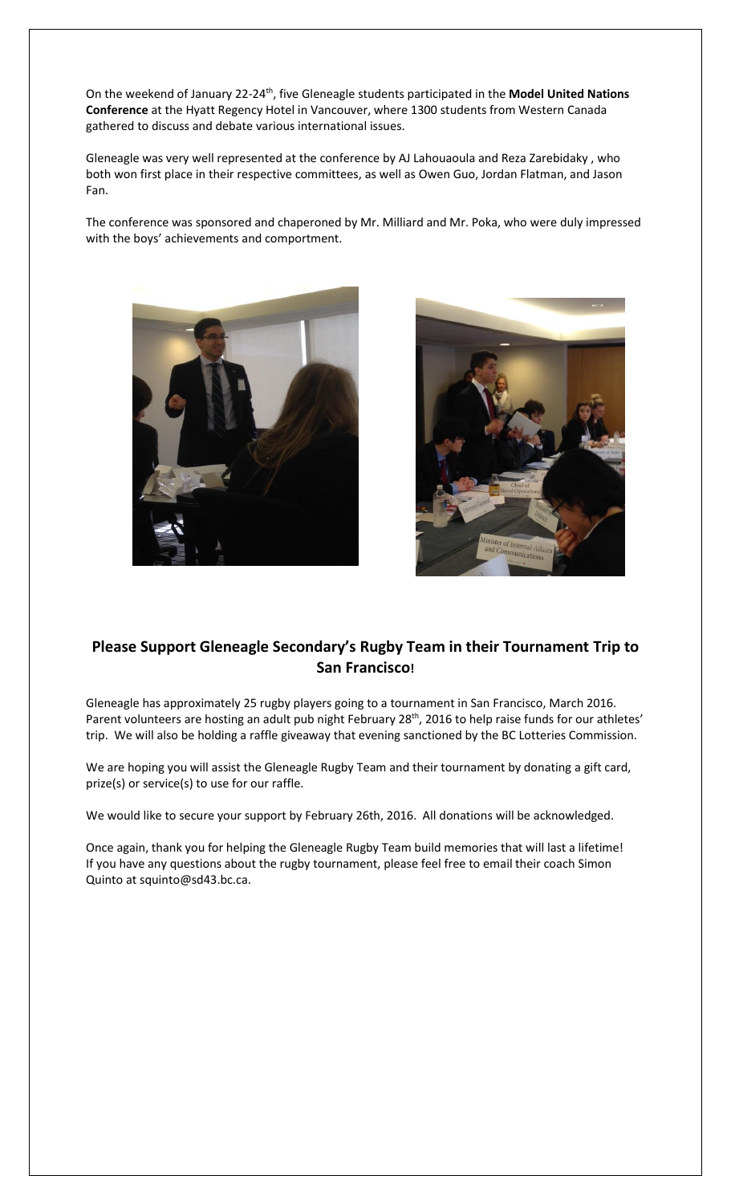On the weekend of January 22-24th, five Gleneagle students participated in the **Model United Nations Conference** at the Hyatt Regency Hotel in Vancouver, where 1300 students from Western Canada gathered to discuss and debate various international issues.

Gleneagle was very well represented at the conference by AJ Lahouaoula and Reza Zarebidaky , who both won first place in their respective committees, as well as Owen Guo, Jordan Flatman, and Jason Fan.

The conference was sponsored and chaperoned by Mr. Milliard and Mr. Poka, who were duly impressed with the boys' achievements and comportment.

## Please Support Gleneagle Secondary's Rugby Team in their Tournament Trip to San Francisco!

Gleneagle has approximately 25 rugby players going to a tournament in San Francisco, March 2016. Parent volunteers are hosting an adult pub night February 28th, 2016 to help raise funds for our athletes' trip. We will also be holding a raffle giveaway that evening sanctioned by the BC Lotteries Commission.

We are hoping you will assist the Gleneagle Rugby Team and their tournament by donating a gift card, prize(s) or service(s) to use for our raffle.

We would like to secure your support by February 26th, 2016. All donations will be acknowledged.

Once again, thank you for helping the Gleneagle Rugby Team build memories that will last a lifetime! If you have any questions about the rugby tournament, please feel free to email their coach Simon Quinto at squinto@sd43.bc.ca.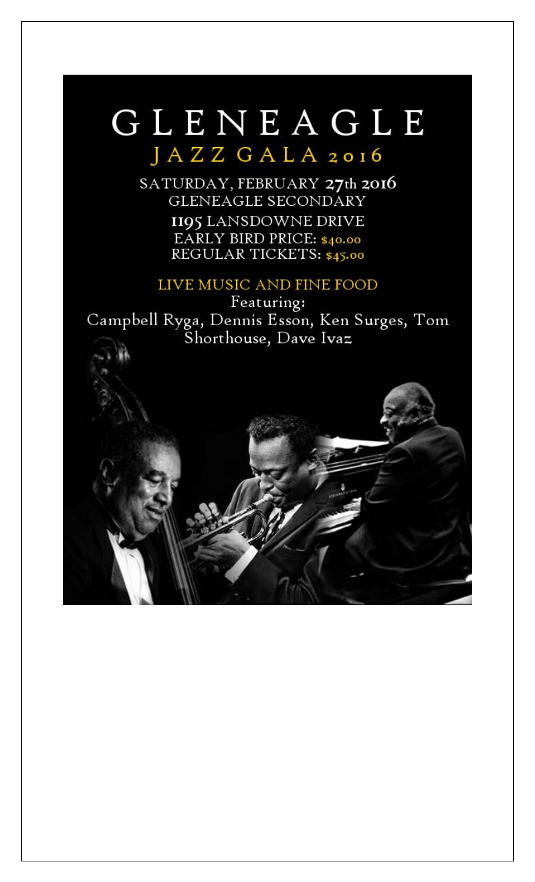# GLENEAGLE

## JAZZ GALA 2016

SATURDAY, FEBRUARY 27th 2016
GLENEAGLE SECONDARY
1195 LANSDOWNE DRIVE
EARLY BIRD PRICE: $40.00
REGULAR TICKETS: $45.00

LIVE MUSIC AND FINE FOOD

Featuring:
Campbell Ryga, Dennis Esson, Ken Surges, Tom Shorthouse, Dave Ivaz